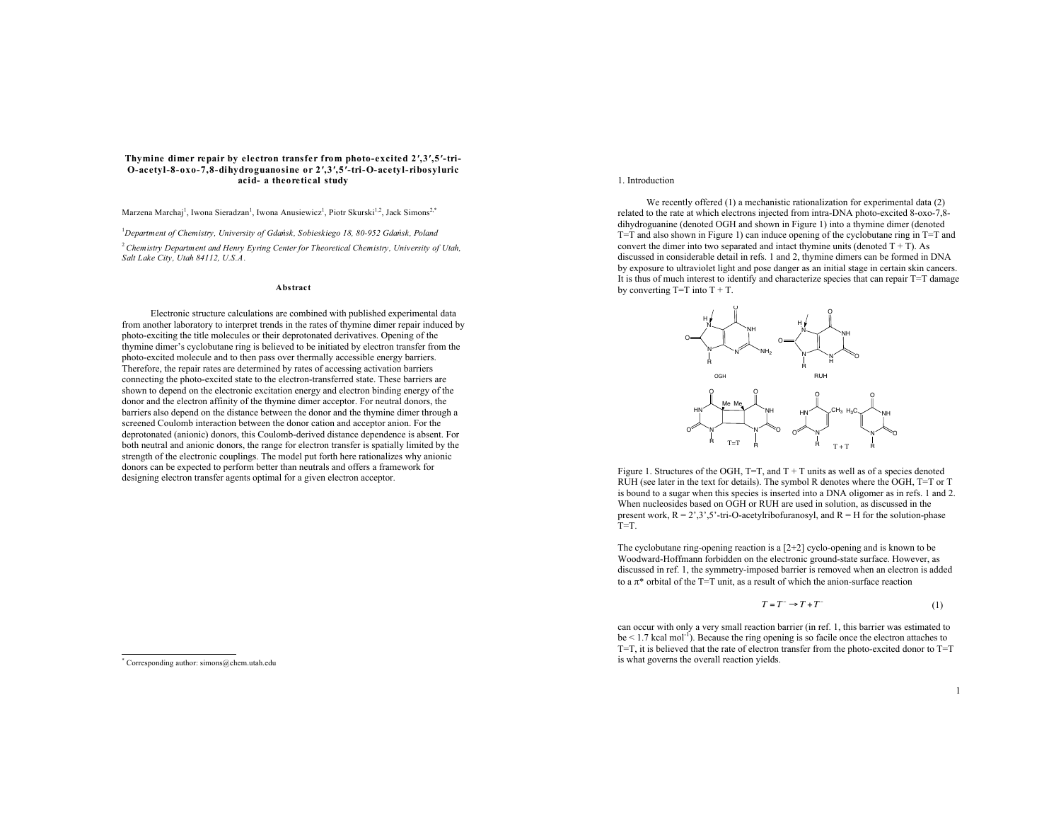# Thymine dimer repair by electron transfer from photo-excited 2′,3′,5′-tri-O-acetyl-8-oxo-7,8-dihydroguanosine or 2′,3′,5′-tri-O-acetyl-ribosyluric acid- a theoretical study

Marzena Marchaj[1], Iwona Sieradzan[1], Iwona Anusiewicz[1], Piotr Skurski[1,2], Jack Simons[2,*]

[1]*Department of Chemistry, University of Gdańsk, Sobieskiego 18, 80-952 Gdańsk, Poland*

[2]*Chemistry Department and Henry Eyring Center for Theoretical Chemistry, University of Utah, Salt Lake City, Utah 84112, U.S.A.*

### Abstract

Electronic structure calculations are combined with published experimental data from another laboratory to interpret trends in the rates of thymine dimer repair induced by photo-exciting the title molecules or their deprotonated derivatives. Opening of the thymine dimer's cyclobutane ring is believed to be initiated by electron transfer from the photo-excited molecule and to then pass over thermally accessible energy barriers. Therefore, the repair rates are determined by rates of accessing activation barriers connecting the photo-excited state to the electron-transferred state. These barriers are shown to depend on the electronic excitation energy and electron binding energy of the donor and the electron affinity of the thymine dimer acceptor. For neutral donors, the barriers also depend on the distance between the donor and the thymine dimer through a screened Coulomb interaction between the donor cation and acceptor anion. For the deprotonated (anionic) donors, this Coulomb-derived distance dependence is absent. For both neutral and anionic donors, the range for electron transfer is spatially limited by the strength of the electronic couplings. The model put forth here rationalizes why anionic donors can be expected to perform better than neutrals and offers a framework for designing electron transfer agents optimal for a given electron acceptor.

[*] Corresponding author: simons@chem.utah.edu

## 1. Introduction

We recently offered (1) a mechanistic rationalization for experimental data (2) related to the rate at which electrons injected from intra-DNA photo-excited 8-oxo-7,8-dihydroguanine (denoted OGH and shown in Figure 1) into a thymine dimer (denoted T=T and also shown in Figure 1) can induce opening of the cyclobutane ring in T=T and convert the dimer into two separated and intact thymine units (denoted T + T). As discussed in considerable detail in refs. 1 and 2, thymine dimers can be formed in DNA by exposure to ultraviolet light and pose danger as an initial stage in certain skin cancers. It is thus of much interest to identify and characterize species that can repair T=T damage by converting T=T into T + T.

Figure 1. Structures of the OGH, T=T, and T + T units as well as of a species denoted RUH (see later in the text for details). The symbol R denotes where the OGH, T=T or T is bound to a sugar when this species is inserted into a DNA oligomer as in refs. 1 and 2. When nucleosides based on OGH or RUH are used in solution, as discussed in the present work, R = 2',3',5'-tri-O-acetylribofuranosyl, and R = H for the solution-phase T=T.

The cyclobutane ring-opening reaction is a [2+2] cyclo-opening and is known to be Woodward-Hoffmann forbidden on the electronic ground-state surface. However, as discussed in ref. 1, the symmetry-imposed barrier is removed when an electron is added to a π* orbital of the T=T unit, as a result of which the anion-surface reaction

$$T = T^{-} \rightarrow T + T^{-} \qquad (1)$$

can occur with only a very small reaction barrier (in ref. 1, this barrier was estimated to be < 1.7 kcal mol$^{-1}$). Because the ring opening is so facile once the electron attaches to T=T, it is believed that the rate of electron transfer from the photo-excited donor to T=T is what governs the overall reaction yields.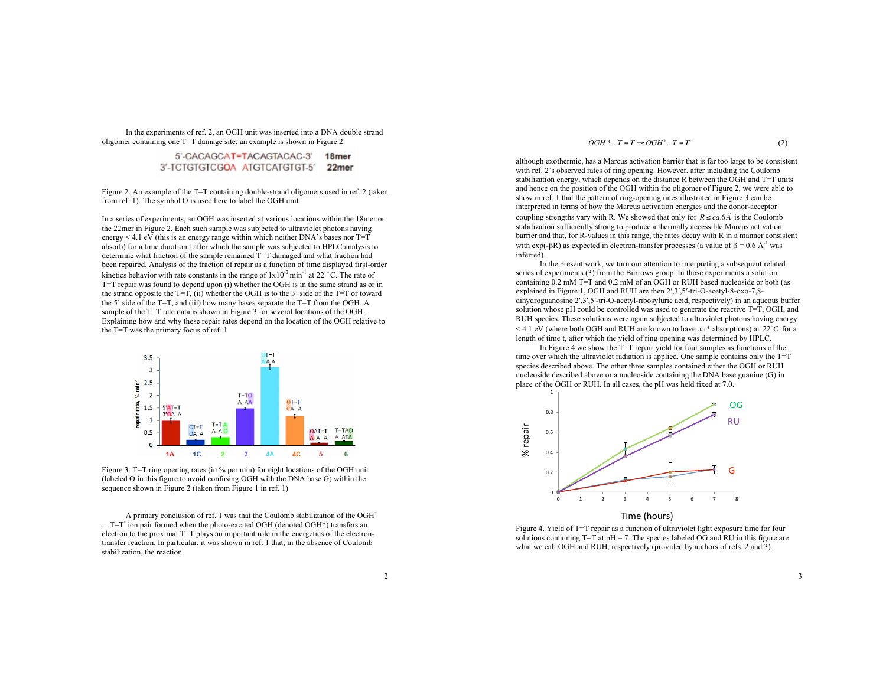In the experiments of ref. 2, an OGH unit was inserted into a DNA double strand oligomer containing one T=T damage site; an example is shown in Figure 2.

```
 5'-CACAGCAT=TACAGTACAC-3'   18mer
3'-TCTGTGTCGOA ATGTCATGTGT-5'  22mer
```

Figure 2. An example of the T=T containing double-strand oligomers used in ref. 2 (taken from ref. 1). The symbol O is used here to label the OGH unit.

In a series of experiments, an OGH was inserted at various locations within the 18mer or the 22mer in Figure 2. Each such sample was subjected to ultraviolet photons having energy < 4.1 eV (this is an energy range within which neither DNA's bases nor T=T absorb) for a time duration t after which the sample was subjected to HPLC analysis to determine what fraction of the sample remained T=T damaged and what fraction had been repaired. Analysis of the fraction of repair as a function of time displayed first-order kinetics behavior with rate constants in the range of $1 \times 10^{-2}$ min$^{-1}$ at 22 °C. The rate of T=T repair was found to depend upon (i) whether the OGH is in the same strand as or in the strand opposite the T=T, (ii) whether the OGH is to the 3' side of the T=T or toward the 5' side of the T=T, and (iii) how many bases separate the T=T from the OGH. A sample of the T=T rate data is shown in Figure 3 for several locations of the OGH. Explaining how and why these repair rates depend on the location of the OGH relative to the T=T was the primary focus of ref. 1

Figure 3. T=T ring opening rates (in % per min) for eight locations of the OGH unit (labeled O in this figure to avoid confusing OGH with the DNA base G) within the sequence shown in Figure 2 (taken from Figure 1 in ref. 1)

A primary conclusion of ref. 1 was that the Coulomb stabilization of the OGH$^+$ …T=T$^-$ ion pair formed when the photo-excited OGH (denoted OGH*) transfers an electron to the proximal T=T plays an important role in the energetics of the electron-transfer reaction. In particular, it was shown in ref. 1 that, in the absence of Coulomb stabilization, the reaction

$$OGH^{*}...T=T \rightarrow OGH^{+}...T=T^{-} \tag{2}$$

although exothermic, has a Marcus activation barrier that is far too large to be consistent with ref. 2's observed rates of ring opening. However, after including the Coulomb stabilization energy, which depends on the distance R between the OGH and T=T units and hence on the position of the OGH within the oligomer of Figure 2, we were able to show in ref. 1 that the pattern of ring-opening rates illustrated in Figure 3 can be interpreted in terms of how the Marcus activation energies and the donor-acceptor coupling strengths vary with R. We showed that only for $R \le ca. 6 \AA$ is the Coulomb stabilization sufficiently strong to produce a thermally accessible Marcus activation barrier and that, for R-values in this range, the rates decay with R in a manner consistent with exp(-βR) as expected in electron-transfer processes (a value of β = 0.6 Å$^{-1}$ was inferred).

In the present work, we turn our attention to interpreting a subsequent related series of experiments (3) from the Burrows group. In those experiments a solution containing 0.2 mM T=T and 0.2 mM of an OGH or RUH based nucleoside or both (as explained in Figure 1, OGH and RUH are then 2′,3′,5′-tri-O-acetyl-8-oxo-7,8-dihydroguanosine 2′,3′,5′-tri-O-acetyl-ribosyluric acid, respectively) in an aqueous buffer solution whose pH could be controlled was used to generate the reactive T=T, OGH, and RUH species. These solutions were again subjected to ultraviolet photons having energy < 4.1 eV (where both OGH and RUH are known to have ππ* absorptions) at 22°C for a length of time t, after which the yield of ring opening was determined by HPLC.

In Figure 4 we show the T=T repair yield for four samples as functions of the time over which the ultraviolet radiation is applied. One sample contains only the T=T species described above. The other three samples contained either the OGH or RUH nucleoside described above or a nucleoside containing the DNA base guanine (G) in place of the OGH or RUH. In all cases, the pH was held fixed at 7.0.

Figure 4. Yield of T=T repair as a function of ultraviolet light exposure time for four solutions containing T=T at pH = 7. The species labeled OG and RU in this figure are what we call OGH and RUH, respectively (provided by authors of refs. 2 and 3).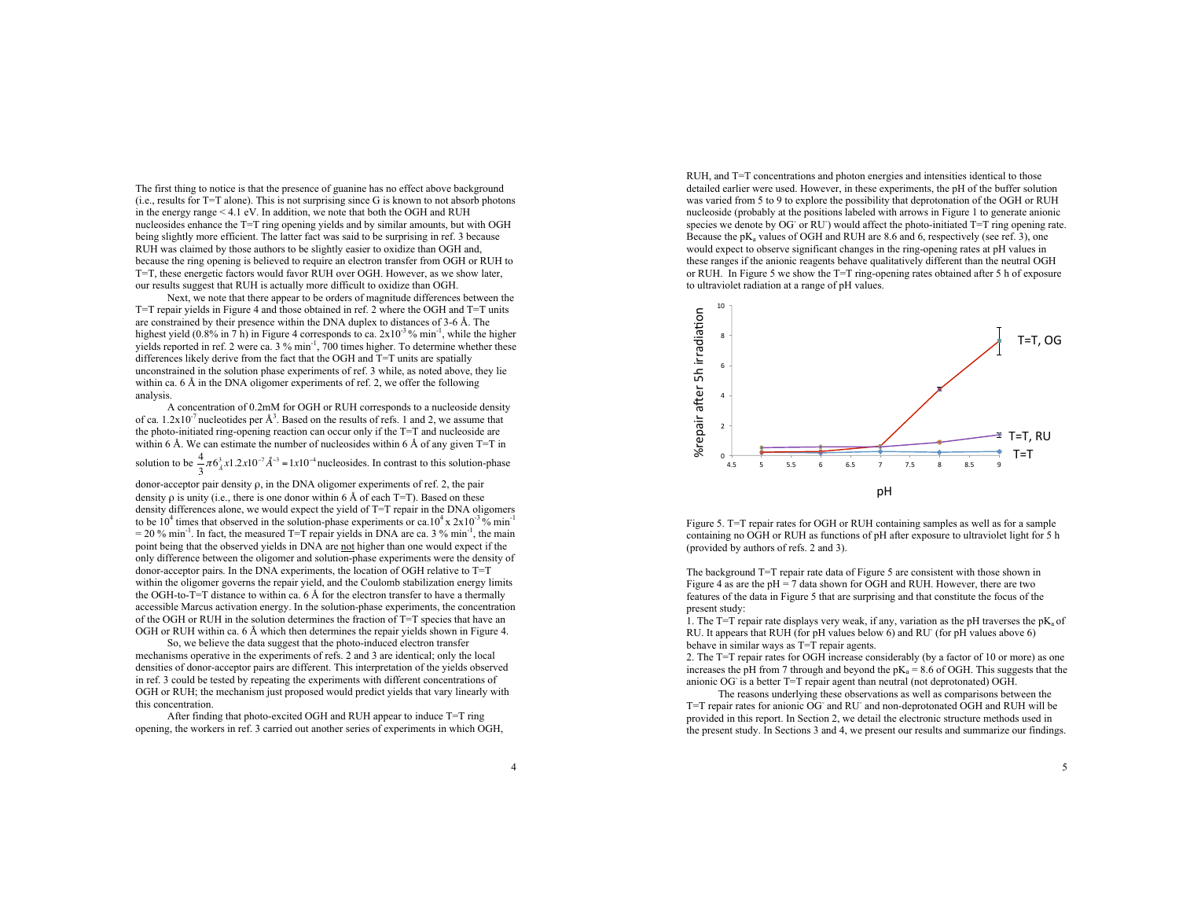The first thing to notice is that the presence of guanine has no effect above background (i.e., results for T=T alone). This is not surprising since G is known to not absorb photons in the energy range < 4.1 eV. In addition, we note that both the OGH and RUH nucleosides enhance the T=T ring opening yields and by similar amounts, but with OGH being slightly more efficient. The latter fact was said to be surprising in ref. 3 because RUH was claimed by those authors to be slightly easier to oxidize than OGH and, because the ring opening is believed to require an electron transfer from OGH or RUH to T=T, these energetic factors would favor RUH over OGH. However, as we show later, our results suggest that RUH is actually more difficult to oxidize than OGH.

Next, we note that there appear to be orders of magnitude differences between the T=T repair yields in Figure 4 and those obtained in ref. 2 where the OGH and T=T units are constrained by their presence within the DNA duplex to distances of 3-6 Å. The highest yield (0.8% in 7 h) in Figure 4 corresponds to ca. $2x10^{-3}$ % min$^{-1}$, while the higher yields reported in ref. 2 were ca. 3 % min$^{-1}$, 700 times higher. To determine whether these differences likely derive from the fact that the OGH and T=T units are spatially unconstrained in the solution phase experiments of ref. 3 while, as noted above, they lie within ca. 6 Å in the DNA oligomer experiments of ref. 2, we offer the following analysis.

A concentration of 0.2mM for OGH or RUH corresponds to a nucleoside density of ca. $1.2x10^{-7}$ nucleotides per Å$^3$. Based on the results of refs. 1 and 2, we assume that the photo-initiated ring-opening reaction can occur only if the T=T and nucleoside are within 6 Å. We can estimate the number of nucleosides within 6 Å of any given T=T in solution to be $\frac{4}{3}\pi 6_{\AA}^{3} x1.2x10^{-7}\AA^{-3} = 1x10^{-4}$ nucleosides. In contrast to this solution-phase donor-acceptor pair density ρ, in the DNA oligomer experiments of ref. 2, the pair density ρ is unity (i.e., there is one donor within 6 Å of each T=T). Based on these density differences alone, we would expect the yield of T=T repair in the DNA oligomers to be $10^4$ times that observed in the solution-phase experiments or ca.$10^4$ x $2x10^{-3}$ % min$^{-1}$ = 20 % min$^{-1}$. In fact, the measured T=T repair yields in DNA are ca. 3 % min$^{-1}$, the main point being that the observed yields in DNA are not higher than one would expect if the only difference between the oligomer and solution-phase experiments were the density of donor-acceptor pairs. In the DNA experiments, the location of OGH relative to T=T within the oligomer governs the repair yield, and the Coulomb stabilization energy limits the OGH-to-T=T distance to within ca. 6 Å for the electron transfer to have a thermally accessible Marcus activation energy. In the solution-phase experiments, the concentration of the OGH or RUH in the solution determines the fraction of T=T species that have an OGH or RUH within ca. 6 Å which then determines the repair yields shown in Figure 4.

So, we believe the data suggest that the photo-induced electron transfer mechanisms operative in the experiments of refs. 2 and 3 are identical; only the local densities of donor-acceptor pairs are different. This interpretation of the yields observed in ref. 3 could be tested by repeating the experiments with different concentrations of OGH or RUH; the mechanism just proposed would predict yields that vary linearly with this concentration.

After finding that photo-excited OGH and RUH appear to induce T=T ring opening, the workers in ref. 3 carried out another series of experiments in which OGH, RUH, and T=T concentrations and photon energies and intensities identical to those detailed earlier were used. However, in these experiments, the pH of the buffer solution was varied from 5 to 9 to explore the possibility that deprotonation of the OGH or RUH nucleoside (probably at the positions labeled with arrows in Figure 1 to generate anionic species we denote by $OG^-$ or $RU^-$) would affect the photo-initiated T=T ring opening rate. Because the $pK_a$ values of OGH and RUH are 8.6 and 6, respectively (see ref. 3), one would expect to observe significant changes in the ring-opening rates at pH values in these ranges if the anionic reagents behave qualitatively different than the neutral OGH or RUH. In Figure 5 we show the T=T ring-opening rates obtained after 5 h of exposure to ultraviolet radiation at a range of pH values.

Figure 5. T=T repair rates for OGH or RUH containing samples as well as for a sample containing no OGH or RUH as functions of pH after exposure to ultraviolet light for 5 h (provided by authors of refs. 2 and 3).

The background T=T repair rate data of Figure 5 are consistent with those shown in Figure 4 as are the pH = 7 data shown for OGH and RUH. However, there are two features of the data in Figure 5 that are surprising and that constitute the focus of the present study:

1. The T=T repair rate displays very weak, if any, variation as the pH traverses the $pK_a$ of RU. It appears that RUH (for pH values below 6) and $RU^-$ (for pH values above 6) behave in similar ways as T=T repair agents.
2. The T=T repair rates for OGH increase considerably (by a factor of 10 or more) as one increases the pH from 7 through and beyond the $pK_a$ = 8.6 of OGH. This suggests that the anionic $OG^-$ is a better T=T repair agent than neutral (not deprotonated) OGH.

The reasons underlying these observations as well as comparisons between the T=T repair rates for anionic $OG^-$ and $RU^-$ and non-deprotonated OGH and RUH will be provided in this report. In Section 2, we detail the electronic structure methods used in the present study. In Sections 3 and 4, we present our results and summarize our findings.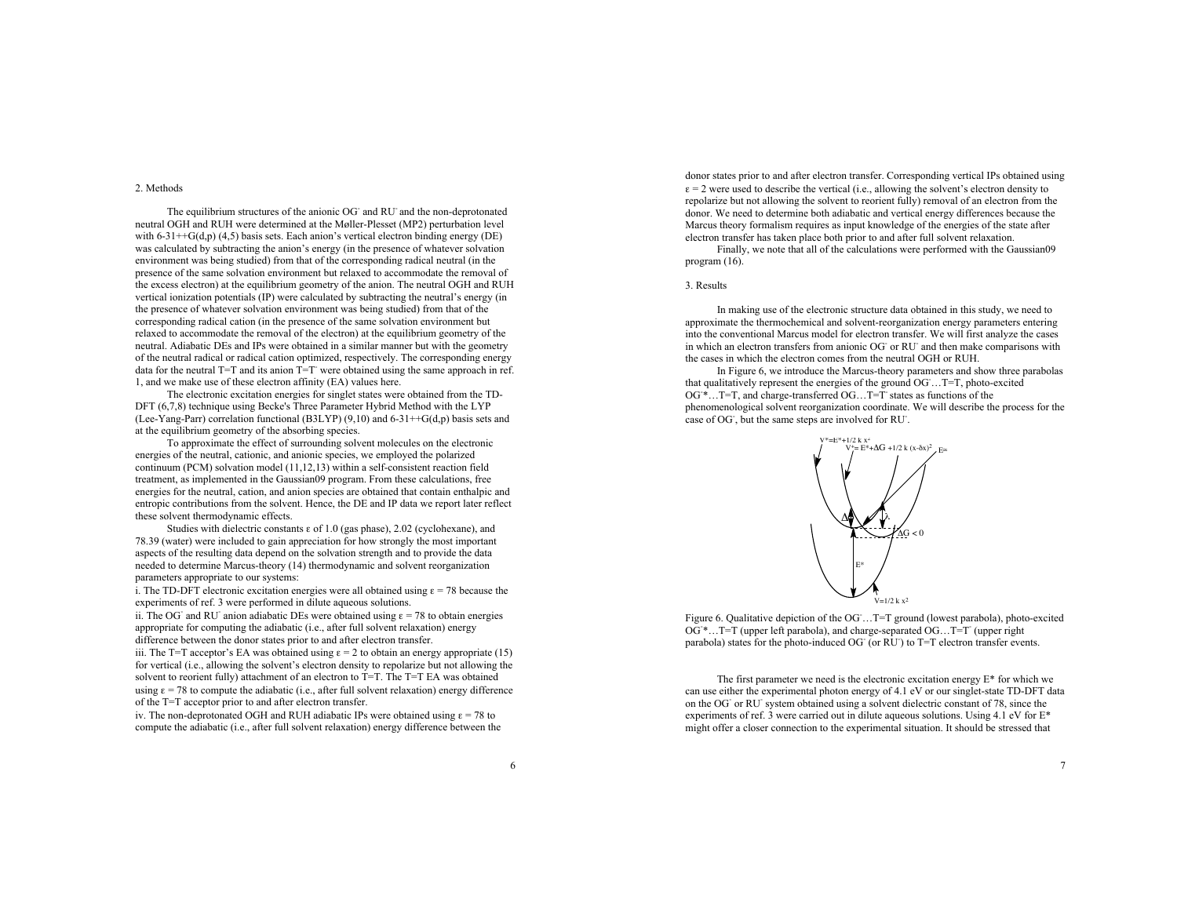## 2. Methods

The equilibrium structures of the anionic $OG^-$ and $RU^-$ and the non-deprotonated neutral OGH and RUH were determined at the Møller-Plesset (MP2) perturbation level with 6-31++G(d,p) (4,5) basis sets. Each anion's vertical electron binding energy (DE) was calculated by subtracting the anion's energy (in the presence of whatever solvation environment was being studied) from that of the corresponding radical neutral (in the presence of the same solvation environment but relaxed to accommodate the removal of the excess electron) at the equilibrium geometry of the anion. The neutral OGH and RUH vertical ionization potentials (IP) were calculated by subtracting the neutral's energy (in the presence of whatever solvation environment was being studied) from that of the corresponding radical cation (in the presence of the same solvation environment but relaxed to accommodate the removal of the electron) at the equilibrium geometry of the neutral. Adiabatic DEs and IPs were obtained in a similar manner but with the geometry of the neutral radical or radical cation optimized, respectively. The corresponding energy data for the neutral T=T and its anion $T=T^-$ were obtained using the same approach in ref. 1, and we make use of these electron affinity (EA) values here.

The electronic excitation energies for singlet states were obtained from the TD-DFT (6,7,8) technique using Becke's Three Parameter Hybrid Method with the LYP (Lee-Yang-Parr) correlation functional (B3LYP) (9,10) and 6-31++G(d,p) basis sets and at the equilibrium geometry of the absorbing species.

To approximate the effect of surrounding solvent molecules on the electronic energies of the neutral, cationic, and anionic species, we employed the polarized continuum (PCM) solvation model (11,12,13) within a self-consistent reaction field treatment, as implemented in the Gaussian09 program. From these calculations, free energies for the neutral, cation, and anion species are obtained that contain enthalpic and entropic contributions from the solvent. Hence, the DE and IP data we report later reflect these solvent thermodynamic effects.

Studies with dielectric constants $\varepsilon$ of 1.0 (gas phase), 2.02 (cyclohexane), and 78.39 (water) were included to gain appreciation for how strongly the most important aspects of the resulting data depend on the solvation strength and to provide the data needed to determine Marcus-theory (14) thermodynamic and solvent reorganization parameters appropriate to our systems:

i. The TD-DFT electronic excitation energies were all obtained using $\varepsilon = 78$ because the experiments of ref. 3 were performed in dilute aqueous solutions.

ii. The $OG^-$ and $RU^-$ anion adiabatic DEs were obtained using $\varepsilon = 78$ to obtain energies appropriate for computing the adiabatic (i.e., after full solvent relaxation) energy difference between the donor states prior to and after electron transfer.

iii. The T=T acceptor's EA was obtained using $\varepsilon = 2$ to obtain an energy appropriate (15) for vertical (i.e., allowing the solvent's electron density to repolarize but not allowing the solvent to reorient fully) attachment of an electron to T=T. The T=T EA was obtained using $\varepsilon = 78$ to compute the adiabatic (i.e., after full solvent relaxation) energy difference of the $T=T^-$ acceptor prior to and after electron transfer.

iv. The non-deprotonated OGH and RUH adiabatic IPs were obtained using $\varepsilon = 78$ to compute the adiabatic (i.e., after full solvent relaxation) energy difference between the donor states prior to and after electron transfer. Corresponding vertical IPs obtained using $\varepsilon = 2$ were used to describe the vertical (i.e., allowing the solvent's electron density to repolarize but not allowing the solvent to reorient fully) removal of an electron from the donor. We need to determine both adiabatic and vertical energy differences because the Marcus theory formalism requires as input knowledge of the energies of the state after electron transfer has taken place both prior to and after full solvent relaxation.

Finally, we note that all of the calculations were performed with the Gaussian09 program (16).

## 3. Results

In making use of the electronic structure data obtained in this study, we need to approximate the thermochemical and solvent-reorganization energy parameters entering into the conventional Marcus model for electron transfer. We will first analyze the cases in which an electron transfers from anionic $OG^-$ or $RU^-$ and then make comparisons with the cases in which the electron comes from the neutral OGH or RUH.

In Figure 6, we introduce the Marcus-theory parameters and show three parabolas that qualitatively represent the energies of the ground $OG^-\ldots T=T$, photo-excited $OG^{-*}\ldots T=T$, and charge-transferred $OG\ldots T=T^-$ states as functions of the phenomenological solvent reorganization coordinate. We will describe the process for the case of $OG^-$, but the same steps are involved for $RU^-$.

$V^* = E^* + 1/2\ k\ x^2$; $V^* = E^* + \Delta G + 1/2\ k\ (x-\delta x)^2$; $E^{act}$; $\Delta$; $\lambda$; $\Delta G < 0$; $E^*$; $V = 1/2\ k\ x^2$

Figure 6. Qualitative depiction of the $OG^-\ldots T=T$ ground (lowest parabola), photo-excited $OG^{-*}\ldots T=T$ (upper left parabola), and charge-separated $OG\ldots T=T^-$ (upper right parabola) states for the photo-induced $OG^-$ (or $RU^-$) to T=T electron transfer events.

The first parameter we need is the electronic excitation energy $E^*$ for which we can use either the experimental photon energy of 4.1 eV or our singlet-state TD-DFT data on the $OG^-$ or $RU^-$ system obtained using a solvent dielectric constant of 78, since the experiments of ref. 3 were carried out in dilute aqueous solutions. Using 4.1 eV for $E^*$ might offer a closer connection to the experimental situation. It should be stressed that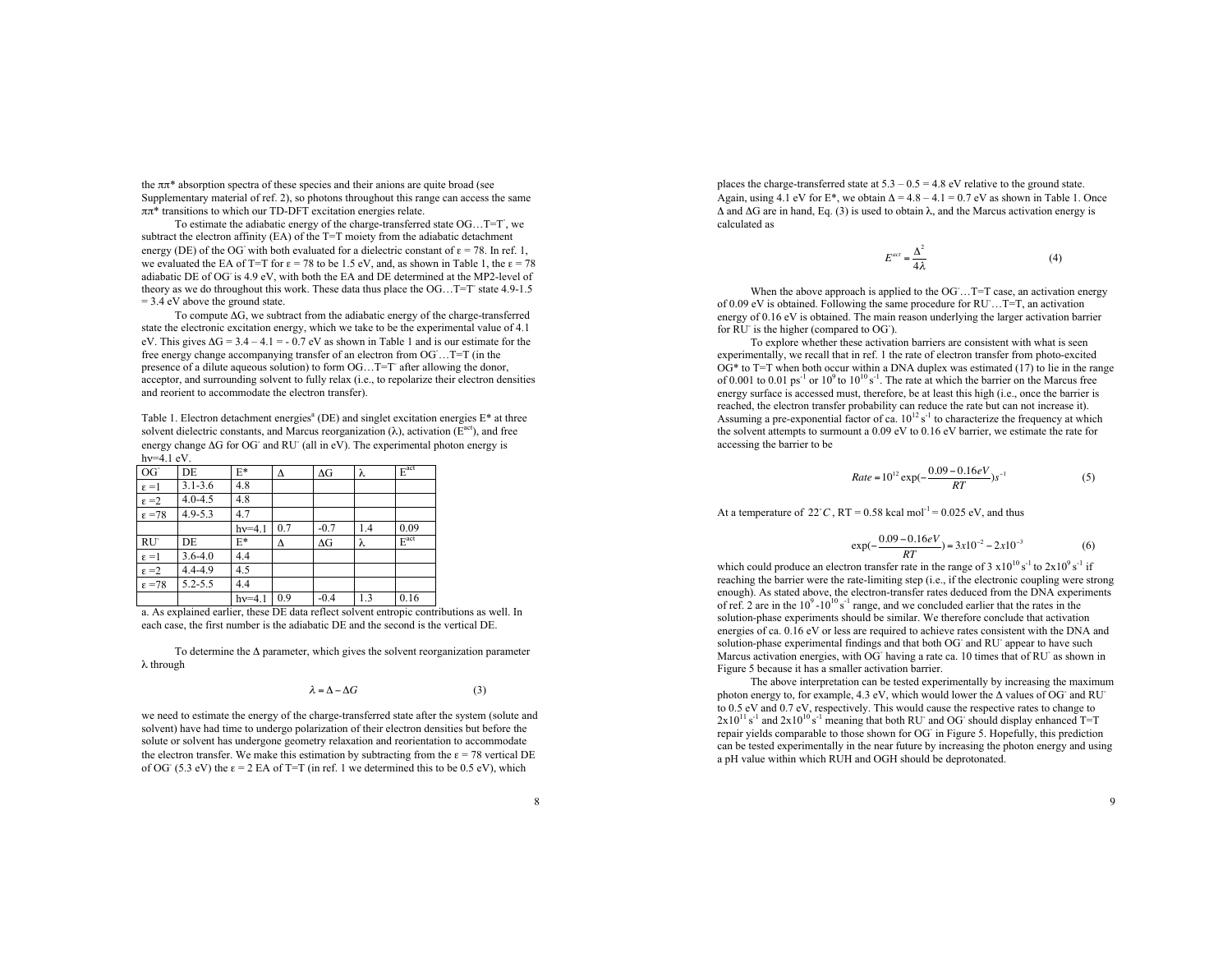the ππ* absorption spectra of these species and their anions are quite broad (see Supplementary material of ref. 2), so photons throughout this range can access the same ππ* transitions to which our TD-DFT excitation energies relate.

To estimate the adiabatic energy of the charge-transferred state $OG \ldots T{=}T^-$, we subtract the electron affinity (EA) of the T=T moiety from the adiabatic detachment energy (DE) of the $OG^-$ with both evaluated for a dielectric constant of ε = 78. In ref. 1, we evaluated the EA of T=T for ε = 78 to be 1.5 eV, and, as shown in Table 1, the ε = 78 adiabatic DE of $OG^-$ is 4.9 eV, with both the EA and DE determined at the MP2-level of theory as we do throughout this work. These data thus place the $OG \ldots T{=}T^-$ state 4.9-1.5 = 3.4 eV above the ground state.

To compute ΔG, we subtract from the adiabatic energy of the charge-transferred state the electronic excitation energy, which we take to be the experimental value of 4.1 eV. This gives ΔG = 3.4 – 4.1 = - 0.7 eV as shown in Table 1 and is our estimate for the free energy change accompanying transfer of an electron from $OG^- \ldots T{=}T$ (in the presence of a dilute aqueous solution) to form $OG \ldots T{=}T^-$ after allowing the donor, acceptor, and surrounding solvent to fully relax (i.e., to repolarize their electron densities and reorient to accommodate the electron transfer).

Table 1. Electron detachment energies[a] (DE) and singlet excitation energies E* at three solvent dielectric constants, and Marcus reorganization (λ), activation ($E^{act}$), and free energy change ΔG for $OG^-$ and $RU^-$ (all in eV). The experimental photon energy is hν=4.1 eV.

| $OG^-$ | DE | E* | Δ | ΔG | λ | $E^{act}$ |
|---|---|---|---|---|---|---|
| ε =1 | 3.1-3.6 | 4.8 | | | | |
| ε =2 | 4.0-4.5 | 4.8 | | | | |
| ε =78 | 4.9-5.3 | 4.7 | | | | |
| | | hν=4.1 | 0.7 | -0.7 | 1.4 | 0.09 |
| $RU^-$ | DE | E* | Δ | ΔG | λ | $E^{act}$ |
| ε =1 | 3.6-4.0 | 4.4 | | | | |
| ε =2 | 4.4-4.9 | 4.5 | | | | |
| ε =78 | 5.2-5.5 | 4.4 | | | | |
| | | hν=4.1 | 0.9 | -0.4 | 1.3 | 0.16 |

a. As explained earlier, these DE data reflect solvent entropic contributions as well. In each case, the first number is the adiabatic DE and the second is the vertical DE.

To determine the Δ parameter, which gives the solvent reorganization parameter λ through

$$\lambda = \Delta - \Delta G \tag{3}$$

we need to estimate the energy of the charge-transferred state after the system (solute and solvent) have had time to undergo polarization of their electron densities but before the solute or solvent has undergone geometry relaxation and reorientation to accommodate the electron transfer. We make this estimation by subtracting from the ε = 78 vertical DE of $OG^-$ (5.3 eV) the ε = 2 EA of T=T (in ref. 1 we determined this to be 0.5 eV), which places the charge-transferred state at 5.3 – 0.5 = 4.8 eV relative to the ground state. Again, using 4.1 eV for E*, we obtain Δ = 4.8 – 4.1 = 0.7 eV as shown in Table 1. Once Δ and ΔG are in hand, Eq. (3) is used to obtain λ, and the Marcus activation energy is calculated as

$$E^{act} = \frac{\Delta^2}{4\lambda} \tag{4}$$

When the above approach is applied to the $OG^- \ldots T{=}T$ case, an activation energy of 0.09 eV is obtained. Following the same procedure for $RU^- \ldots T{=}T$, an activation energy of 0.16 eV is obtained. The main reason underlying the larger activation barrier for $RU^-$ is the higher (compared to $OG^-$).

To explore whether these activation barriers are consistent with what is seen experimentally, we recall that in ref. 1 the rate of electron transfer from photo-excited OG* to T=T when both occur within a DNA duplex was estimated (17) to lie in the range of 0.001 to 0.01 $ps^{-1}$ or $10^9$ to $10^{10}$ $s^{-1}$. The rate at which the barrier on the Marcus free energy surface is accessed must, therefore, be at least this high (i.e., once the barrier is reached, the electron transfer probability can reduce the rate but can not increase it). Assuming a pre-exponential factor of ca. $10^{12}$ $s^{-1}$ to characterize the frequency at which the solvent attempts to surmount a 0.09 eV to 0.16 eV barrier, we estimate the rate for accessing the barrier to be

$$Rate = 10^{12} \exp\left(-\frac{0.09 - 0.16eV}{RT}\right) s^{-1} \tag{5}$$

At a temperature of $22^\circ C$, RT = 0.58 kcal $mol^{-1}$ = 0.025 eV, and thus

$$\exp\left(-\frac{0.09 - 0.16eV}{RT}\right) = 3x10^{-2} - 2x10^{-3} \tag{6}$$

which could produce an electron transfer rate in the range of 3 x$10^{10}$ $s^{-1}$ to 2x$10^9$ $s^{-1}$ if reaching the barrier were the rate-limiting step (i.e., if the electronic coupling were strong enough). As stated above, the electron-transfer rates deduced from the DNA experiments of ref. 2 are in the $10^9$ -$10^{10}$ $s^{-1}$ range, and we concluded earlier that the rates in the solution-phase experiments should be similar. We therefore conclude that activation energies of ca. 0.16 eV or less are required to achieve rates consistent with the DNA and solution-phase experimental findings and that both $OG^-$ and $RU^-$ appear to have such Marcus activation energies, with $OG^-$ having a rate ca. 10 times that of $RU^-$ as shown in Figure 5 because it has a smaller activation barrier.

The above interpretation can be tested experimentally by increasing the maximum photon energy to, for example, 4.3 eV, which would lower the Δ values of $OG^-$ and $RU^-$ to 0.5 eV and 0.7 eV, respectively. This would cause the respective rates to change to 2x$10^{11}$ $s^{-1}$ and 2x$10^{10}$ $s^{-1}$ meaning that both $RU^-$ and $OG^-$ should display enhanced T=T repair yields comparable to those shown for $OG^-$ in Figure 5. Hopefully, this prediction can be tested experimentally in the near future by increasing the photon energy and using a pH value within which RUH and OGH should be deprotonated.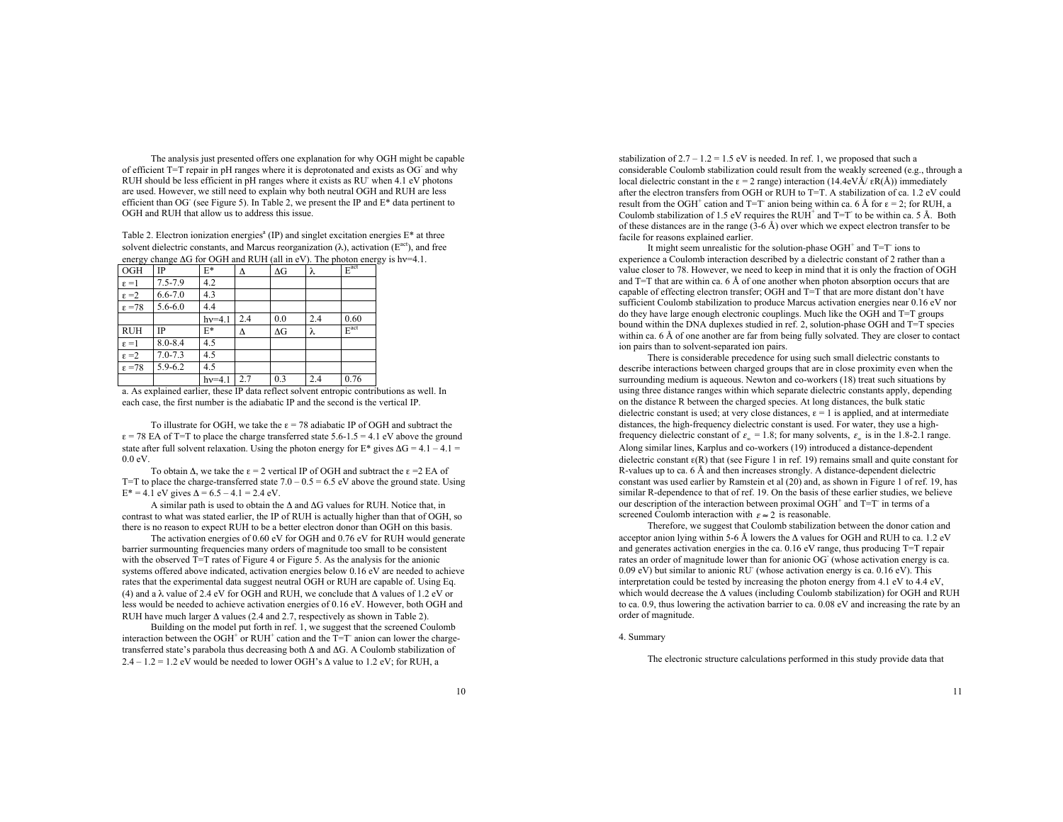The analysis just presented offers one explanation for why OGH might be capable of efficient T=T repair in pH ranges where it is deprotonated and exists as $OG^-$ and why RUH should be less efficient in pH ranges where it exists as $RU^-$ when 4.1 eV photons are used. However, we still need to explain why both neutral OGH and RUH are less efficient than $OG^-$ (see Figure 5). In Table 2, we present the IP and E* data pertinent to OGH and RUH that allow us to address this issue.

Table 2. Electron ionization energies[a] (IP) and singlet excitation energies E* at three solvent dielectric constants, and Marcus reorganization (λ), activation ($E^{act}$), and free energy change ΔG for OGH and RUH (all in eV). The photon energy is hν=4.1.

| OGH | IP | E* | Δ | ΔG | λ | $E^{act}$ |
|---|---|---|---|---|---|---|
| ε =1 | 7.5-7.9 | 4.2 | | | | |
| ε =2 | 6.6-7.0 | 4.3 | | | | |
| ε =78 | 5.6-6.0 | 4.4 | | | | |
| | | hν=4.1 | 2.4 | 0.0 | 2.4 | 0.60 |
| RUH | IP | E* | Δ | ΔG | λ | $E^{act}$ |
| ε =1 | 8.0-8.4 | 4.5 | | | | |
| ε =2 | 7.0-7.3 | 4.5 | | | | |
| ε =78 | 5.9-6.2 | 4.5 | | | | |
| | | hν=4.1 | 2.7 | 0.3 | 2.4 | 0.76 |

a. As explained earlier, these IP data reflect solvent entropic contributions as well. In each case, the first number is the adiabatic IP and the second is the vertical IP.

To illustrate for OGH, we take the ε = 78 adiabatic IP of OGH and subtract the ε = 78 EA of T=T to place the charge transferred state 5.6-1.5 = 4.1 eV above the ground state after full solvent relaxation. Using the photon energy for E* gives ΔG = 4.1 – 4.1 = 0.0 eV.

To obtain Δ, we take the ε = 2 vertical IP of OGH and subtract the ε =2 EA of T=T to place the charge-transferred state 7.0 – 0.5 = 6.5 eV above the ground state. Using E* = 4.1 eV gives Δ = 6.5 – 4.1 = 2.4 eV.

A similar path is used to obtain the Δ and ΔG values for RUH. Notice that, in contrast to what was stated earlier, the IP of RUH is actually higher than that of OGH, so there is no reason to expect RUH to be a better electron donor than OGH on this basis.

The activation energies of 0.60 eV for OGH and 0.76 eV for RUH would generate barrier surmounting frequencies many orders of magnitude too small to be consistent with the observed T=T rates of Figure 4 or Figure 5. As the analysis for the anionic systems offered above indicated, activation energies below 0.16 eV are needed to achieve rates that the experimental data suggest neutral OGH or RUH are capable of. Using Eq. (4) and a λ value of 2.4 eV for OGH and RUH, we conclude that Δ values of 1.2 eV or less would be needed to achieve activation energies of 0.16 eV. However, both OGH and RUH have much larger Δ values (2.4 and 2.7, respectively as shown in Table 2).

Building on the model put forth in ref. 1, we suggest that the screened Coulomb interaction between the $OGH^+$ or $RUH^+$ cation and the $T=T^-$ anion can lower the charge-transferred state's parabola thus decreasing both Δ and ΔG. A Coulomb stabilization of 2.4 – 1.2 = 1.2 eV would be needed to lower OGH's Δ value to 1.2 eV; for RUH, a stabilization of 2.7 – 1.2 = 1.5 eV is needed. In ref. 1, we proposed that such a considerable Coulomb stabilization could result from the weakly screened (e.g., through a local dielectric constant in the ε = 2 range) interaction (14.4eVÅ/ εR(Å)) immediately after the electron transfers from OGH or RUH to T=T. A stabilization of ca. 1.2 eV could result from the $OGH^+$ cation and $T=T^-$ anion being within ca. 6 Å for ε = 2; for RUH, a Coulomb stabilization of 1.5 eV requires the $RUH^+$ and $T=T^-$ to be within ca. 5 Å. Both of these distances are in the range (3-6 Å) over which we expect electron transfer to be facile for reasons explained earlier.

It might seem unrealistic for the solution-phase $OGH^+$ and $T=T^-$ ions to experience a Coulomb interaction described by a dielectric constant of 2 rather than a value closer to 78. However, we need to keep in mind that it is only the fraction of OGH and T=T that are within ca. 6 Å of one another when photon absorption occurs that are capable of effecting electron transfer; OGH and T=T that are more distant don't have sufficient Coulomb stabilization to produce Marcus activation energies near 0.16 eV nor do they have large enough electronic couplings. Much like the OGH and T=T groups bound within the DNA duplexes studied in ref. 2, solution-phase OGH and T=T species within ca. 6 Å of one another are far from being fully solvated. They are closer to contact ion pairs than to solvent-separated ion pairs.

There is considerable precedence for using such small dielectric constants to describe interactions between charged groups that are in close proximity even when the surrounding medium is aqueous. Newton and co-workers (18) treat such situations by using three distance ranges within which separate dielectric constants apply, depending on the distance R between the charged species. At long distances, the bulk static dielectric constant is used; at very close distances, ε = 1 is applied, and at intermediate distances, the high-frequency dielectric constant is used. For water, they use a high-frequency dielectric constant of $\varepsilon_\infty$ = 1.8; for many solvents, $\varepsilon_\infty$ is in the 1.8-2.1 range. Along similar lines, Karplus and co-workers (19) introduced a distance-dependent dielectric constant ε(R) that (see Figure 1 in ref. 19) remains small and quite constant for R-values up to ca. 6 Å and then increases strongly. A distance-dependent dielectric constant was used earlier by Ramstein et al (20) and, as shown in Figure 1 of ref. 19, has similar R-dependence to that of ref. 19. On the basis of these earlier studies, we believe our description of the interaction between proximal $OGH^+$ and $T=T^-$ in terms of a screened Coulomb interaction with $\varepsilon \approx 2$ is reasonable.

Therefore, we suggest that Coulomb stabilization between the donor cation and acceptor anion lying within 5-6 Å lowers the Δ values for OGH and RUH to ca. 1.2 eV and generates activation energies in the ca. 0.16 eV range, thus producing T=T repair rates an order of magnitude lower than for anionic $OG^-$ (whose activation energy is ca. 0.09 eV) but similar to anionic $RU^-$ (whose activation energy is ca. 0.16 eV). This interpretation could be tested by increasing the photon energy from 4.1 eV to 4.4 eV, which would decrease the Δ values (including Coulomb stabilization) for OGH and RUH to ca. 0.9, thus lowering the activation barrier to ca. 0.08 eV and increasing the rate by an order of magnitude.

## 4. Summary

The electronic structure calculations performed in this study provide data that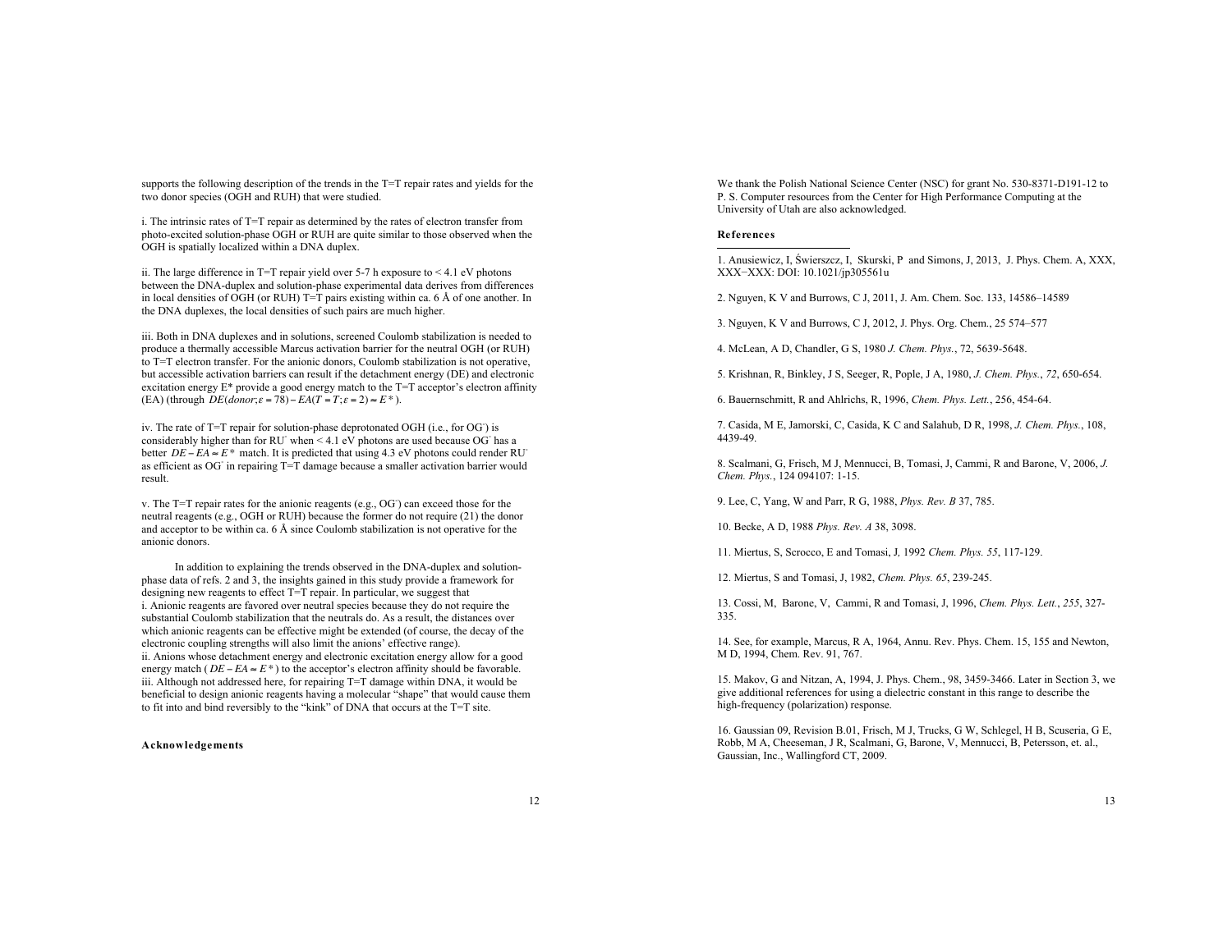supports the following description of the trends in the T=T repair rates and yields for the two donor species (OGH and RUH) that were studied.

i. The intrinsic rates of T=T repair as determined by the rates of electron transfer from photo-excited solution-phase OGH or RUH are quite similar to those observed when the OGH is spatially localized within a DNA duplex.

ii. The large difference in T=T repair yield over 5-7 h exposure to < 4.1 eV photons between the DNA-duplex and solution-phase experimental data derives from differences in local densities of OGH (or RUH) T=T pairs existing within ca. 6 Å of one another. In the DNA duplexes, the local densities of such pairs are much higher.

iii. Both in DNA duplexes and in solutions, screened Coulomb stabilization is needed to produce a thermally accessible Marcus activation barrier for the neutral OGH (or RUH) to T=T electron transfer. For the anionic donors, Coulomb stabilization is not operative, but accessible activation barriers can result if the detachment energy (DE) and electronic excitation energy E* provide a good energy match to the T=T acceptor's electron affinity (EA) (through $DE(donor;\varepsilon = 78) - EA(T = T;\varepsilon = 2) \approx E^*$).

iv. The rate of T=T repair for solution-phase deprotonated OGH (i.e., for $OG^-$) is considerably higher than for $RU^-$ when < 4.1 eV photons are used because $OG^-$ has a better $DE - EA \approx E^*$ match. It is predicted that using 4.3 eV photons could render $RU^-$ as efficient as $OG^-$ in repairing T=T damage because a smaller activation barrier would result.

v. The T=T repair rates for the anionic reagents (e.g., $OG^-$) can exceed those for the neutral reagents (e.g., OGH or RUH) because the former do not require (21) the donor and acceptor to be within ca. 6 Å since Coulomb stabilization is not operative for the anionic donors.

In addition to explaining the trends observed in the DNA-duplex and solution-phase data of refs. 2 and 3, the insights gained in this study provide a framework for designing new reagents to effect T=T repair. In particular, we suggest that
i. Anionic reagents are favored over neutral species because they do not require the substantial Coulomb stabilization that the neutrals do. As a result, the distances over which anionic reagents can be effective might be extended (of course, the decay of the electronic coupling strengths will also limit the anions' effective range).
ii. Anions whose detachment energy and electronic excitation energy allow for a good energy match ($DE - EA \approx E^*$) to the acceptor's electron affinity should be favorable.
iii. Although not addressed here, for repairing T=T damage within DNA, it would be beneficial to design anionic reagents having a molecular "shape" that would cause them to fit into and bind reversibly to the "kink" of DNA that occurs at the T=T site.

## Acknowledgements

We thank the Polish National Science Center (NSC) for grant No. 530-8371-D191-12 to P. S. Computer resources from the Center for High Performance Computing at the University of Utah are also acknowledged.

## References

1. Anusiewicz, I, Świerszcz, I, Skurski, P and Simons, J, 2013, J. Phys. Chem. A, XXX, XXX−XXX: DOI: 10.1021/jp305561u

2. Nguyen, K V and Burrows, C J, 2011, J. Am. Chem. Soc. 133, 14586–14589

3. Nguyen, K V and Burrows, C J, 2012, J. Phys. Org. Chem., 25 574–577

4. McLean, A D, Chandler, G S, 1980 *J. Chem. Phys.*, 72, 5639-5648.

5. Krishnan, R, Binkley, J S, Seeger, R, Pople, J A, 1980, *J. Chem. Phys.*, *72*, 650-654.

6. Bauernschmitt, R and Ahlrichs, R, 1996, *Chem. Phys. Lett.*, 256, 454-64.

7. Casida, M E, Jamorski, C, Casida, K C and Salahub, D R, 1998, *J. Chem. Phys.*, 108, 4439-49.

8. Scalmani, G, Frisch, M J, Mennucci, B, Tomasi, J, Cammi, R and Barone, V, 2006, *J. Chem. Phys.*, 124 094107: 1-15.

9. Lee, C, Yang, W and Parr, R G, 1988, *Phys. Rev. B* 37, 785.

10. Becke, A D, 1988 *Phys. Rev. A* 38, 3098.

11. Miertus, S, Scrocco, E and Tomasi, J, 1992 *Chem. Phys. 55*, 117-129.

12. Miertus, S and Tomasi, J, 1982, *Chem. Phys. 65*, 239-245.

13. Cossi, M, Barone, V, Cammi, R and Tomasi, J, 1996, *Chem. Phys. Lett.*, *255*, 327-335.

14. See, for example, Marcus, R A, 1964, Annu. Rev. Phys. Chem. 15, 155 and Newton, M D, 1994, Chem. Rev. 91, 767.

15. Makov, G and Nitzan, A, 1994, J. Phys. Chem., 98, 3459-3466. Later in Section 3, we give additional references for using a dielectric constant in this range to describe the high-frequency (polarization) response.

16. Gaussian 09, Revision B.01, Frisch, M J, Trucks, G W, Schlegel, H B, Scuseria, G E, Robb, M A, Cheeseman, J R, Scalmani, G, Barone, V, Mennucci, B, Petersson, et. al., Gaussian, Inc., Wallingford CT, 2009.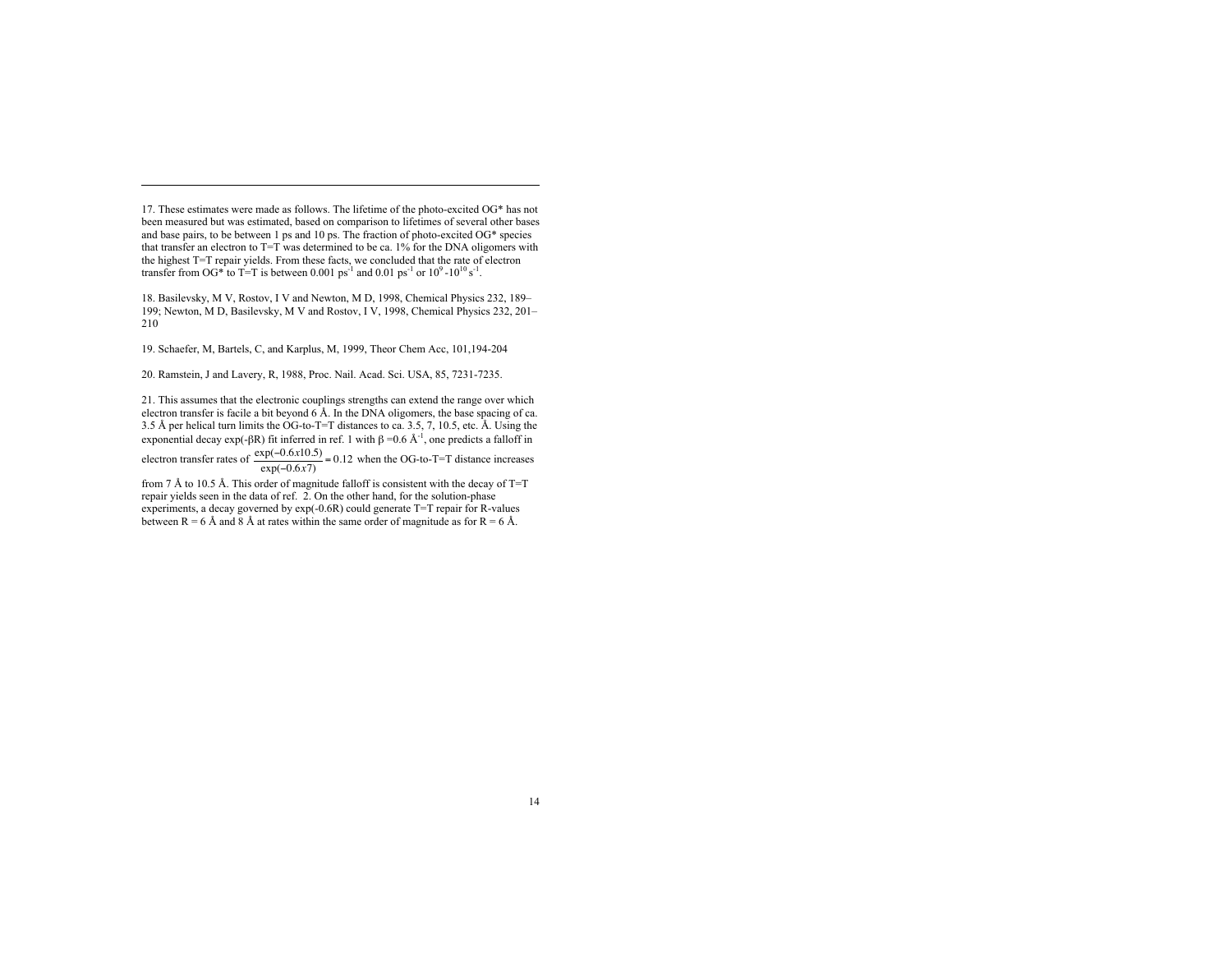17. These estimates were made as follows. The lifetime of the photo-excited OG* has not been measured but was estimated, based on comparison to lifetimes of several other bases and base pairs, to be between 1 ps and 10 ps. The fraction of photo-excited OG* species that transfer an electron to T=T was determined to be ca. 1% for the DNA oligomers with the highest T=T repair yields. From these facts, we concluded that the rate of electron transfer from OG* to T=T is between 0.001 $ps^{-1}$ and 0.01 $ps^{-1}$ or $10^9$ -$10^{10}$ $s^{-1}$.

18. Basilevsky, M V, Rostov, I V and Newton, M D, 1998, Chemical Physics 232, 189–199; Newton, M D, Basilevsky, M V and Rostov, I V, 1998, Chemical Physics 232, 201–210

19. Schaefer, M, Bartels, C, and Karplus, M, 1999, Theor Chem Acc, 101,194-204

20. Ramstein, J and Lavery, R, 1988, Proc. Nail. Acad. Sci. USA, 85, 7231-7235.

21. This assumes that the electronic couplings strengths can extend the range over which electron transfer is facile a bit beyond 6 Å. In the DNA oligomers, the base spacing of ca. 3.5 Å per helical turn limits the OG-to-T=T distances to ca. 3.5, 7, 10.5, etc. Å. Using the exponential decay exp(-βR) fit inferred in ref. 1 with $\beta$ =0.6 $Å^{-1}$, one predicts a falloff in electron transfer rates of $\frac{\exp(-0.6x10.5)}{\exp(-0.6x7)} = 0.12$ when the OG-to-T=T distance increases from 7 Å to 10.5 Å. This order of magnitude falloff is consistent with the decay of T=T repair yields seen in the data of ref. 2. On the other hand, for the solution-phase experiments, a decay governed by exp(-0.6R) could generate T=T repair for R-values between R = 6 Å and 8 Å at rates within the same order of magnitude as for R = 6 Å.